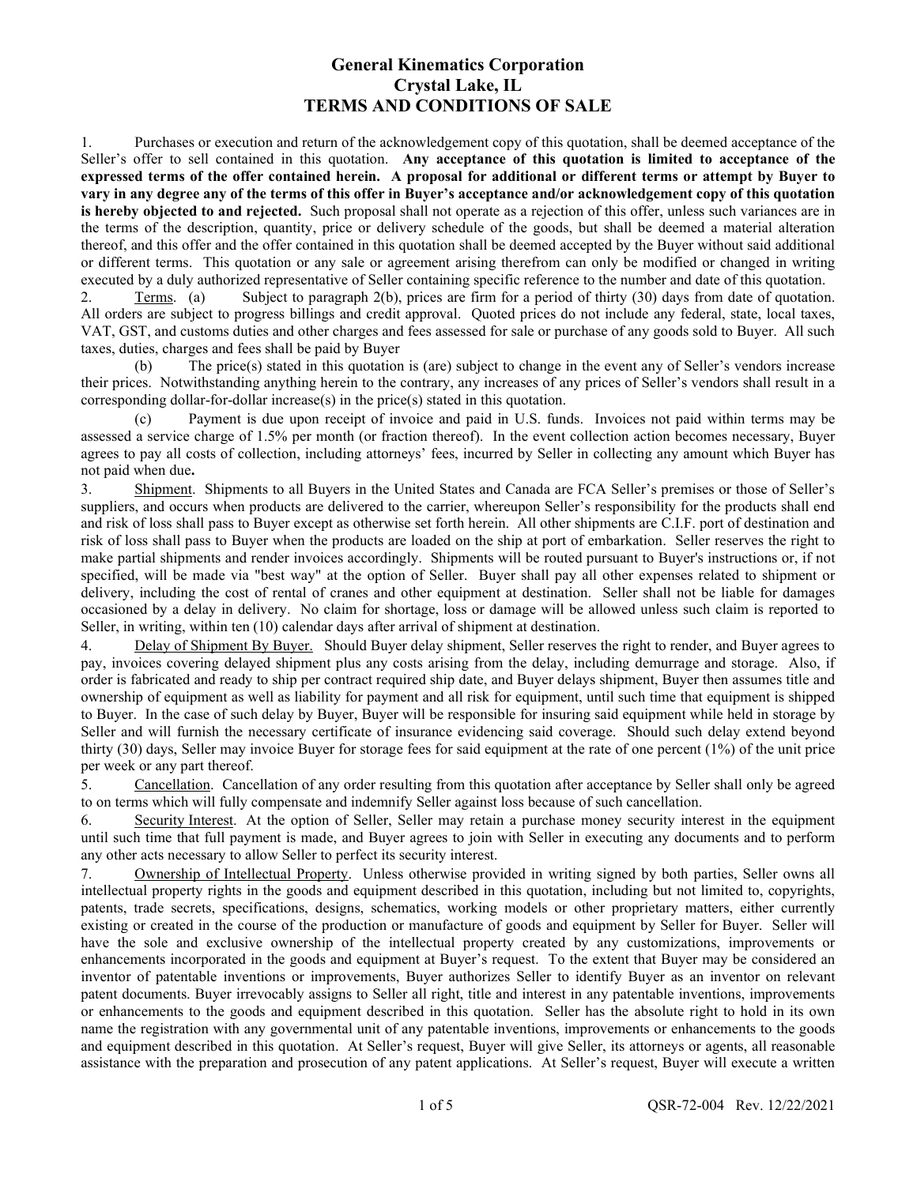# General Kinematics Corporation
# Crystal Lake, IL
# TERMS AND CONDITIONS OF SALE

1. Purchases or execution and return of the acknowledgement copy of this quotation, shall be deemed acceptance of the Seller's offer to sell contained in this quotation. **Any acceptance of this quotation is limited to acceptance of the expressed terms of the offer contained herein. A proposal for additional or different terms or attempt by Buyer to vary in any degree any of the terms of this offer in Buyer's acceptance and/or acknowledgement copy of this quotation is hereby objected to and rejected.** Such proposal shall not operate as a rejection of this offer, unless such variances are in the terms of the description, quantity, price or delivery schedule of the goods, but shall be deemed a material alteration thereof, and this offer and the offer contained in this quotation shall be deemed accepted by the Buyer without said additional or different terms. This quotation or any sale or agreement arising therefrom can only be modified or changed in writing executed by a duly authorized representative of Seller containing specific reference to the number and date of this quotation.

2. Terms. (a) Subject to paragraph 2(b), prices are firm for a period of thirty (30) days from date of quotation. All orders are subject to progress billings and credit approval. Quoted prices do not include any federal, state, local taxes, VAT, GST, and customs duties and other charges and fees assessed for sale or purchase of any goods sold to Buyer. All such taxes, duties, charges and fees shall be paid by Buyer

(b) The price(s) stated in this quotation is (are) subject to change in the event any of Seller's vendors increase their prices. Notwithstanding anything herein to the contrary, any increases of any prices of Seller's vendors shall result in a corresponding dollar-for-dollar increase(s) in the price(s) stated in this quotation.

(c) Payment is due upon receipt of invoice and paid in U.S. funds. Invoices not paid within terms may be assessed a service charge of 1.5% per month (or fraction thereof). In the event collection action becomes necessary, Buyer agrees to pay all costs of collection, including attorneys' fees, incurred by Seller in collecting any amount which Buyer has not paid when due.

3. Shipment. Shipments to all Buyers in the United States and Canada are FCA Seller's premises or those of Seller's suppliers, and occurs when products are delivered to the carrier, whereupon Seller's responsibility for the products shall end and risk of loss shall pass to Buyer except as otherwise set forth herein. All other shipments are C.I.F. port of destination and risk of loss shall pass to Buyer when the products are loaded on the ship at port of embarkation. Seller reserves the right to make partial shipments and render invoices accordingly. Shipments will be routed pursuant to Buyer's instructions or, if not specified, will be made via "best way" at the option of Seller. Buyer shall pay all other expenses related to shipment or delivery, including the cost of rental of cranes and other equipment at destination. Seller shall not be liable for damages occasioned by a delay in delivery. No claim for shortage, loss or damage will be allowed unless such claim is reported to Seller, in writing, within ten (10) calendar days after arrival of shipment at destination.

4. Delay of Shipment By Buyer. Should Buyer delay shipment, Seller reserves the right to render, and Buyer agrees to pay, invoices covering delayed shipment plus any costs arising from the delay, including demurrage and storage. Also, if order is fabricated and ready to ship per contract required ship date, and Buyer delays shipment, Buyer then assumes title and ownership of equipment as well as liability for payment and all risk for equipment, until such time that equipment is shipped to Buyer. In the case of such delay by Buyer, Buyer will be responsible for insuring said equipment while held in storage by Seller and will furnish the necessary certificate of insurance evidencing said coverage. Should such delay extend beyond thirty (30) days, Seller may invoice Buyer for storage fees for said equipment at the rate of one percent (1%) of the unit price per week or any part thereof.

5. Cancellation. Cancellation of any order resulting from this quotation after acceptance by Seller shall only be agreed to on terms which will fully compensate and indemnify Seller against loss because of such cancellation.

6. Security Interest. At the option of Seller, Seller may retain a purchase money security interest in the equipment until such time that full payment is made, and Buyer agrees to join with Seller in executing any documents and to perform any other acts necessary to allow Seller to perfect its security interest.

7. Ownership of Intellectual Property. Unless otherwise provided in writing signed by both parties, Seller owns all intellectual property rights in the goods and equipment described in this quotation, including but not limited to, copyrights, patents, trade secrets, specifications, designs, schematics, working models or other proprietary matters, either currently existing or created in the course of the production or manufacture of goods and equipment by Seller for Buyer. Seller will have the sole and exclusive ownership of the intellectual property created by any customizations, improvements or enhancements incorporated in the goods and equipment at Buyer's request. To the extent that Buyer may be considered an inventor of patentable inventions or improvements, Buyer authorizes Seller to identify Buyer as an inventor on relevant patent documents. Buyer irrevocably assigns to Seller all right, title and interest in any patentable inventions, improvements or enhancements to the goods and equipment described in this quotation. Seller has the absolute right to hold in its own name the registration with any governmental unit of any patentable inventions, improvements or enhancements to the goods and equipment described in this quotation. At Seller's request, Buyer will give Seller, its attorneys or agents, all reasonable assistance with the preparation and prosecution of any patent applications. At Seller's request, Buyer will execute a written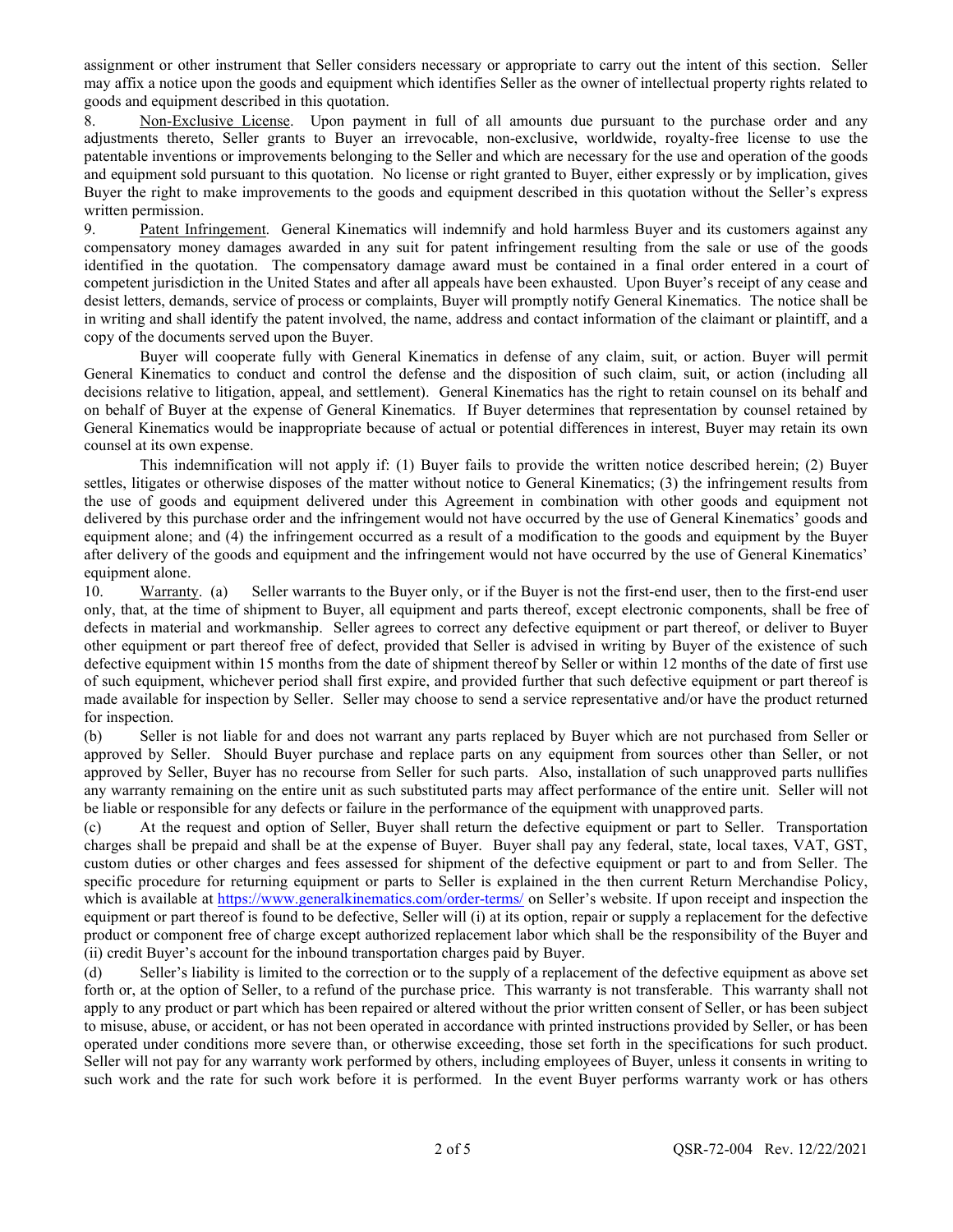assignment or other instrument that Seller considers necessary or appropriate to carry out the intent of this section. Seller may affix a notice upon the goods and equipment which identifies Seller as the owner of intellectual property rights related to goods and equipment described in this quotation.

8. Non-Exclusive License. Upon payment in full of all amounts due pursuant to the purchase order and any adjustments thereto, Seller grants to Buyer an irrevocable, non-exclusive, worldwide, royalty-free license to use the patentable inventions or improvements belonging to the Seller and which are necessary for the use and operation of the goods and equipment sold pursuant to this quotation. No license or right granted to Buyer, either expressly or by implication, gives Buyer the right to make improvements to the goods and equipment described in this quotation without the Seller's express written permission.

9. Patent Infringement. General Kinematics will indemnify and hold harmless Buyer and its customers against any compensatory money damages awarded in any suit for patent infringement resulting from the sale or use of the goods identified in the quotation. The compensatory damage award must be contained in a final order entered in a court of competent jurisdiction in the United States and after all appeals have been exhausted. Upon Buyer's receipt of any cease and desist letters, demands, service of process or complaints, Buyer will promptly notify General Kinematics. The notice shall be in writing and shall identify the patent involved, the name, address and contact information of the claimant or plaintiff, and a copy of the documents served upon the Buyer.

Buyer will cooperate fully with General Kinematics in defense of any claim, suit, or action. Buyer will permit General Kinematics to conduct and control the defense and the disposition of such claim, suit, or action (including all decisions relative to litigation, appeal, and settlement). General Kinematics has the right to retain counsel on its behalf and on behalf of Buyer at the expense of General Kinematics. If Buyer determines that representation by counsel retained by General Kinematics would be inappropriate because of actual or potential differences in interest, Buyer may retain its own counsel at its own expense.

This indemnification will not apply if: (1) Buyer fails to provide the written notice described herein; (2) Buyer settles, litigates or otherwise disposes of the matter without notice to General Kinematics; (3) the infringement results from the use of goods and equipment delivered under this Agreement in combination with other goods and equipment not delivered by this purchase order and the infringement would not have occurred by the use of General Kinematics' goods and equipment alone; and (4) the infringement occurred as a result of a modification to the goods and equipment by the Buyer after delivery of the goods and equipment and the infringement would not have occurred by the use of General Kinematics' equipment alone.

10. Warranty. (a) Seller warrants to the Buyer only, or if the Buyer is not the first-end user, then to the first-end user only, that, at the time of shipment to Buyer, all equipment and parts thereof, except electronic components, shall be free of defects in material and workmanship. Seller agrees to correct any defective equipment or part thereof, or deliver to Buyer other equipment or part thereof free of defect, provided that Seller is advised in writing by Buyer of the existence of such defective equipment within 15 months from the date of shipment thereof by Seller or within 12 months of the date of first use of such equipment, whichever period shall first expire, and provided further that such defective equipment or part thereof is made available for inspection by Seller. Seller may choose to send a service representative and/or have the product returned for inspection.

(b) Seller is not liable for and does not warrant any parts replaced by Buyer which are not purchased from Seller or approved by Seller. Should Buyer purchase and replace parts on any equipment from sources other than Seller, or not approved by Seller, Buyer has no recourse from Seller for such parts. Also, installation of such unapproved parts nullifies any warranty remaining on the entire unit as such substituted parts may affect performance of the entire unit. Seller will not be liable or responsible for any defects or failure in the performance of the equipment with unapproved parts.

(c) At the request and option of Seller, Buyer shall return the defective equipment or part to Seller. Transportation charges shall be prepaid and shall be at the expense of Buyer. Buyer shall pay any federal, state, local taxes, VAT, GST, custom duties or other charges and fees assessed for shipment of the defective equipment or part to and from Seller. The specific procedure for returning equipment or parts to Seller is explained in the then current Return Merchandise Policy, which is available at https://www.generalkinematics.com/order-terms/ on Seller's website. If upon receipt and inspection the equipment or part thereof is found to be defective, Seller will (i) at its option, repair or supply a replacement for the defective product or component free of charge except authorized replacement labor which shall be the responsibility of the Buyer and (ii) credit Buyer's account for the inbound transportation charges paid by Buyer.

(d) Seller's liability is limited to the correction or to the supply of a replacement of the defective equipment as above set forth or, at the option of Seller, to a refund of the purchase price. This warranty is not transferable. This warranty shall not apply to any product or part which has been repaired or altered without the prior written consent of Seller, or has been subject to misuse, abuse, or accident, or has not been operated in accordance with printed instructions provided by Seller, or has been operated under conditions more severe than, or otherwise exceeding, those set forth in the specifications for such product. Seller will not pay for any warranty work performed by others, including employees of Buyer, unless it consents in writing to such work and the rate for such work before it is performed. In the event Buyer performs warranty work or has others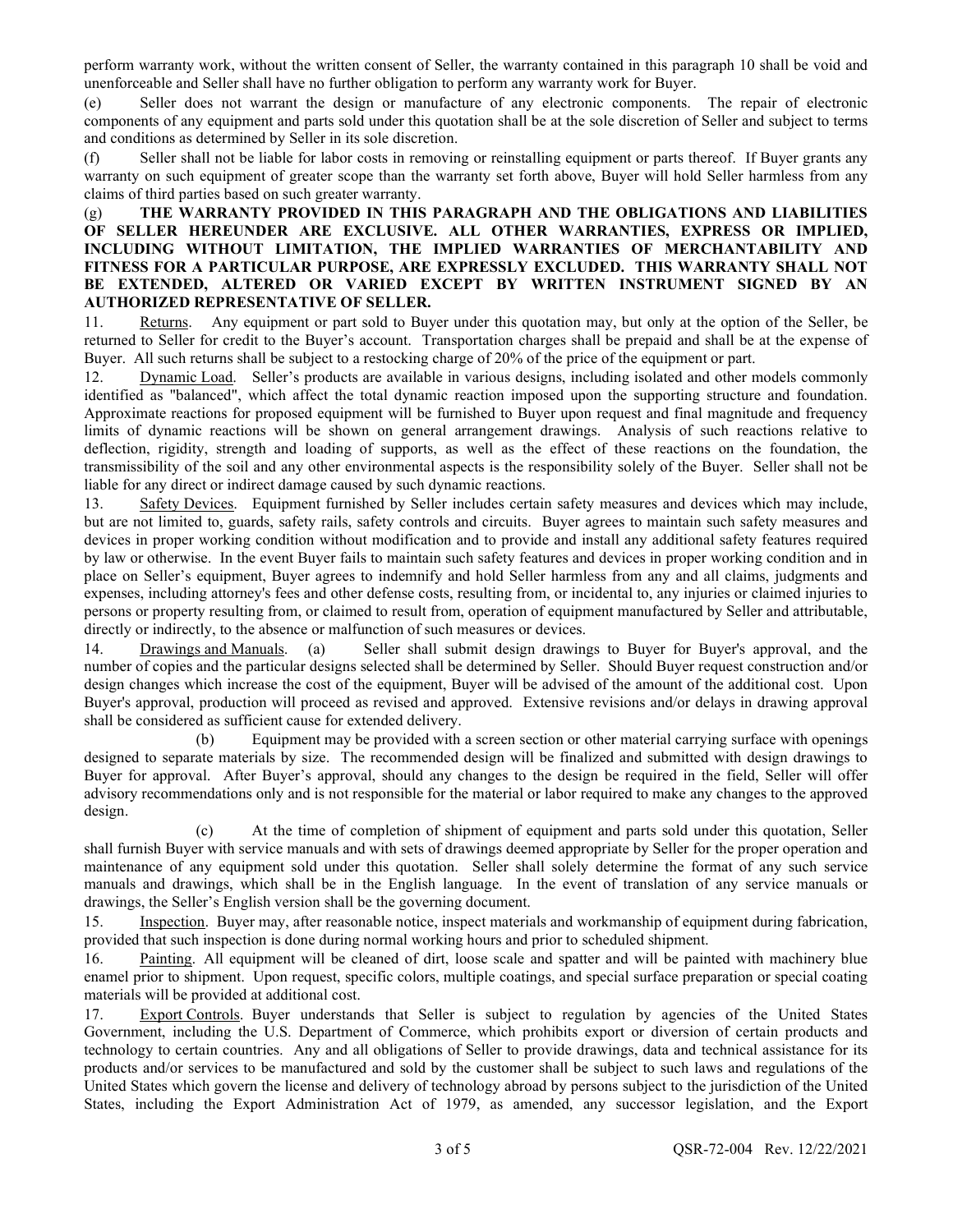perform warranty work, without the written consent of Seller, the warranty contained in this paragraph 10 shall be void and unenforceable and Seller shall have no further obligation to perform any warranty work for Buyer.

(e) Seller does not warrant the design or manufacture of any electronic components. The repair of electronic components of any equipment and parts sold under this quotation shall be at the sole discretion of Seller and subject to terms and conditions as determined by Seller in its sole discretion.

(f) Seller shall not be liable for labor costs in removing or reinstalling equipment or parts thereof. If Buyer grants any warranty on such equipment of greater scope than the warranty set forth above, Buyer will hold Seller harmless from any claims of third parties based on such greater warranty.

(g) **THE WARRANTY PROVIDED IN THIS PARAGRAPH AND THE OBLIGATIONS AND LIABILITIES OF SELLER HEREUNDER ARE EXCLUSIVE. ALL OTHER WARRANTIES, EXPRESS OR IMPLIED, INCLUDING WITHOUT LIMITATION, THE IMPLIED WARRANTIES OF MERCHANTABILITY AND FITNESS FOR A PARTICULAR PURPOSE, ARE EXPRESSLY EXCLUDED. THIS WARRANTY SHALL NOT BE EXTENDED, ALTERED OR VARIED EXCEPT BY WRITTEN INSTRUMENT SIGNED BY AN AUTHORIZED REPRESENTATIVE OF SELLER.**

11. Returns. Any equipment or part sold to Buyer under this quotation may, but only at the option of the Seller, be returned to Seller for credit to the Buyer's account. Transportation charges shall be prepaid and shall be at the expense of Buyer. All such returns shall be subject to a restocking charge of 20% of the price of the equipment or part.

12. Dynamic Load. Seller's products are available in various designs, including isolated and other models commonly identified as "balanced", which affect the total dynamic reaction imposed upon the supporting structure and foundation. Approximate reactions for proposed equipment will be furnished to Buyer upon request and final magnitude and frequency limits of dynamic reactions will be shown on general arrangement drawings. Analysis of such reactions relative to deflection, rigidity, strength and loading of supports, as well as the effect of these reactions on the foundation, the transmissibility of the soil and any other environmental aspects is the responsibility solely of the Buyer. Seller shall not be liable for any direct or indirect damage caused by such dynamic reactions.

13. Safety Devices. Equipment furnished by Seller includes certain safety measures and devices which may include, but are not limited to, guards, safety rails, safety controls and circuits. Buyer agrees to maintain such safety measures and devices in proper working condition without modification and to provide and install any additional safety features required by law or otherwise. In the event Buyer fails to maintain such safety features and devices in proper working condition and in place on Seller's equipment, Buyer agrees to indemnify and hold Seller harmless from any and all claims, judgments and expenses, including attorney's fees and other defense costs, resulting from, or incidental to, any injuries or claimed injuries to persons or property resulting from, or claimed to result from, operation of equipment manufactured by Seller and attributable, directly or indirectly, to the absence or malfunction of such measures or devices.

14. Drawings and Manuals. (a) Seller shall submit design drawings to Buyer for Buyer's approval, and the number of copies and the particular designs selected shall be determined by Seller. Should Buyer request construction and/or design changes which increase the cost of the equipment, Buyer will be advised of the amount of the additional cost. Upon Buyer's approval, production will proceed as revised and approved. Extensive revisions and/or delays in drawing approval shall be considered as sufficient cause for extended delivery.

(b) Equipment may be provided with a screen section or other material carrying surface with openings designed to separate materials by size. The recommended design will be finalized and submitted with design drawings to Buyer for approval. After Buyer's approval, should any changes to the design be required in the field, Seller will offer advisory recommendations only and is not responsible for the material or labor required to make any changes to the approved design.

(c) At the time of completion of shipment of equipment and parts sold under this quotation, Seller shall furnish Buyer with service manuals and with sets of drawings deemed appropriate by Seller for the proper operation and maintenance of any equipment sold under this quotation. Seller shall solely determine the format of any such service manuals and drawings, which shall be in the English language. In the event of translation of any service manuals or drawings, the Seller's English version shall be the governing document.

15. Inspection. Buyer may, after reasonable notice, inspect materials and workmanship of equipment during fabrication, provided that such inspection is done during normal working hours and prior to scheduled shipment.

16. Painting. All equipment will be cleaned of dirt, loose scale and spatter and will be painted with machinery blue enamel prior to shipment. Upon request, specific colors, multiple coatings, and special surface preparation or special coating materials will be provided at additional cost.

17. Export Controls. Buyer understands that Seller is subject to regulation by agencies of the United States Government, including the U.S. Department of Commerce, which prohibits export or diversion of certain products and technology to certain countries. Any and all obligations of Seller to provide drawings, data and technical assistance for its products and/or services to be manufactured and sold by the customer shall be subject to such laws and regulations of the United States which govern the license and delivery of technology abroad by persons subject to the jurisdiction of the United States, including the Export Administration Act of 1979, as amended, any successor legislation, and the Export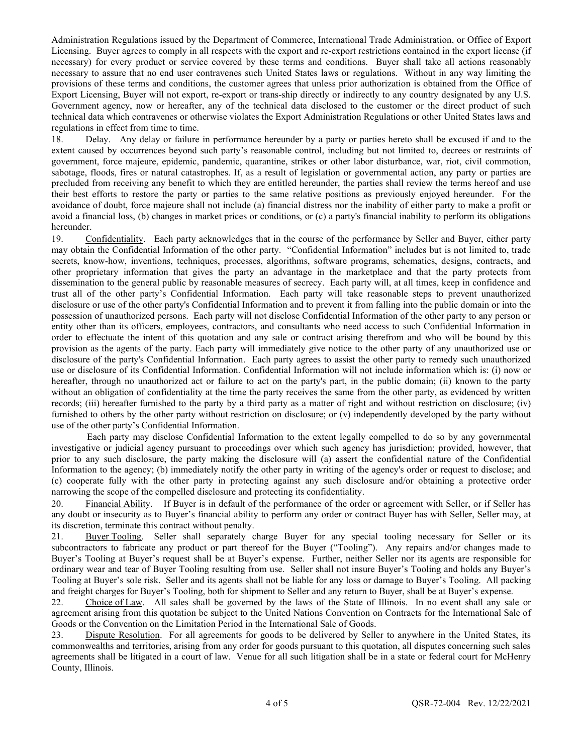Administration Regulations issued by the Department of Commerce, International Trade Administration, or Office of Export Licensing. Buyer agrees to comply in all respects with the export and re-export restrictions contained in the export license (if necessary) for every product or service covered by these terms and conditions. Buyer shall take all actions reasonably necessary to assure that no end user contravenes such United States laws or regulations. Without in any way limiting the provisions of these terms and conditions, the customer agrees that unless prior authorization is obtained from the Office of Export Licensing, Buyer will not export, re-export or trans-ship directly or indirectly to any country designated by any U.S. Government agency, now or hereafter, any of the technical data disclosed to the customer or the direct product of such technical data which contravenes or otherwise violates the Export Administration Regulations or other United States laws and regulations in effect from time to time.

18. Delay. Any delay or failure in performance hereunder by a party or parties hereto shall be excused if and to the extent caused by occurrences beyond such party's reasonable control, including but not limited to, decrees or restraints of government, force majeure, epidemic, pandemic, quarantine, strikes or other labor disturbance, war, riot, civil commotion, sabotage, floods, fires or natural catastrophes. If, as a result of legislation or governmental action, any party or parties are precluded from receiving any benefit to which they are entitled hereunder, the parties shall review the terms hereof and use their best efforts to restore the party or parties to the same relative positions as previously enjoyed hereunder. For the avoidance of doubt, force majeure shall not include (a) financial distress nor the inability of either party to make a profit or avoid a financial loss, (b) changes in market prices or conditions, or (c) a party's financial inability to perform its obligations hereunder.

19. Confidentiality. Each party acknowledges that in the course of the performance by Seller and Buyer, either party may obtain the Confidential Information of the other party. "Confidential Information" includes but is not limited to, trade secrets, know-how, inventions, techniques, processes, algorithms, software programs, schematics, designs, contracts, and other proprietary information that gives the party an advantage in the marketplace and that the party protects from dissemination to the general public by reasonable measures of secrecy. Each party will, at all times, keep in confidence and trust all of the other party's Confidential Information. Each party will take reasonable steps to prevent unauthorized disclosure or use of the other party's Confidential Information and to prevent it from falling into the public domain or into the possession of unauthorized persons. Each party will not disclose Confidential Information of the other party to any person or entity other than its officers, employees, contractors, and consultants who need access to such Confidential Information in order to effectuate the intent of this quotation and any sale or contract arising therefrom and who will be bound by this provision as the agents of the party. Each party will immediately give notice to the other party of any unauthorized use or disclosure of the party's Confidential Information. Each party agrees to assist the other party to remedy such unauthorized use or disclosure of its Confidential Information. Confidential Information will not include information which is: (i) now or hereafter, through no unauthorized act or failure to act on the party's part, in the public domain; (ii) known to the party without an obligation of confidentiality at the time the party receives the same from the other party, as evidenced by written records; (iii) hereafter furnished to the party by a third party as a matter of right and without restriction on disclosure; (iv) furnished to others by the other party without restriction on disclosure; or (v) independently developed by the party without use of the other party's Confidential Information.

Each party may disclose Confidential Information to the extent legally compelled to do so by any governmental investigative or judicial agency pursuant to proceedings over which such agency has jurisdiction; provided, however, that prior to any such disclosure, the party making the disclosure will (a) assert the confidential nature of the Confidential Information to the agency; (b) immediately notify the other party in writing of the agency's order or request to disclose; and (c) cooperate fully with the other party in protecting against any such disclosure and/or obtaining a protective order narrowing the scope of the compelled disclosure and protecting its confidentiality.

20. Financial Ability. If Buyer is in default of the performance of the order or agreement with Seller, or if Seller has any doubt or insecurity as to Buyer's financial ability to perform any order or contract Buyer has with Seller, Seller may, at its discretion, terminate this contract without penalty.

21. Buyer Tooling. Seller shall separately charge Buyer for any special tooling necessary for Seller or its subcontractors to fabricate any product or part thereof for the Buyer ("Tooling"). Any repairs and/or changes made to Buyer's Tooling at Buyer's request shall be at Buyer's expense. Further, neither Seller nor its agents are responsible for ordinary wear and tear of Buyer Tooling resulting from use. Seller shall not insure Buyer's Tooling and holds any Buyer's Tooling at Buyer's sole risk. Seller and its agents shall not be liable for any loss or damage to Buyer's Tooling. All packing and freight charges for Buyer's Tooling, both for shipment to Seller and any return to Buyer, shall be at Buyer's expense.

22. Choice of Law. All sales shall be governed by the laws of the State of Illinois. In no event shall any sale or agreement arising from this quotation be subject to the United Nations Convention on Contracts for the International Sale of Goods or the Convention on the Limitation Period in the International Sale of Goods.

23. Dispute Resolution. For all agreements for goods to be delivered by Seller to anywhere in the United States, its commonwealths and territories, arising from any order for goods pursuant to this quotation, all disputes concerning such sales agreements shall be litigated in a court of law. Venue for all such litigation shall be in a state or federal court for McHenry County, Illinois.

QSR-72-004 Rev. 12/22/2021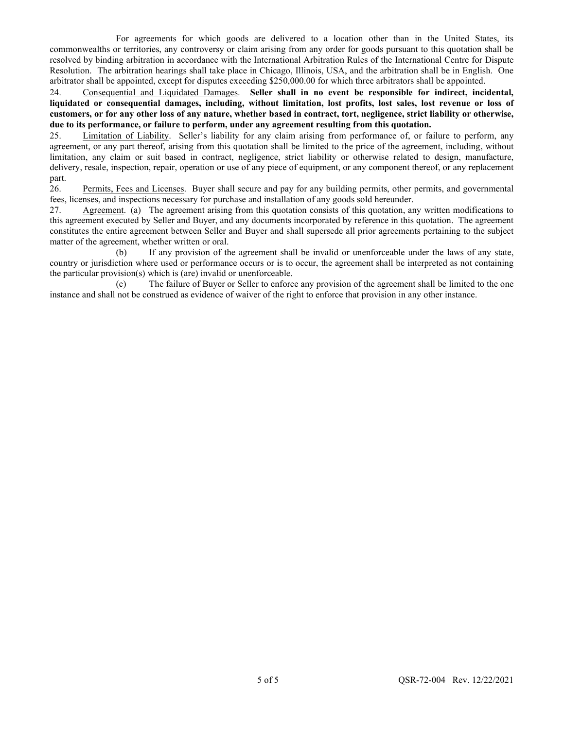For agreements for which goods are delivered to a location other than in the United States, its commonwealths or territories, any controversy or claim arising from any order for goods pursuant to this quotation shall be resolved by binding arbitration in accordance with the International Arbitration Rules of the International Centre for Dispute Resolution. The arbitration hearings shall take place in Chicago, Illinois, USA, and the arbitration shall be in English. One arbitrator shall be appointed, except for disputes exceeding $250,000.00 for which three arbitrators shall be appointed.

24. Consequential and Liquidated Damages. **Seller shall in no event be responsible for indirect, incidental, liquidated or consequential damages, including, without limitation, lost profits, lost sales, lost revenue or loss of customers, or for any other loss of any nature, whether based in contract, tort, negligence, strict liability or otherwise, due to its performance, or failure to perform, under any agreement resulting from this quotation.**

25. Limitation of Liability. Seller's liability for any claim arising from performance of, or failure to perform, any agreement, or any part thereof, arising from this quotation shall be limited to the price of the agreement, including, without limitation, any claim or suit based in contract, negligence, strict liability or otherwise related to design, manufacture, delivery, resale, inspection, repair, operation or use of any piece of equipment, or any component thereof, or any replacement part.

26. Permits, Fees and Licenses. Buyer shall secure and pay for any building permits, other permits, and governmental fees, licenses, and inspections necessary for purchase and installation of any goods sold hereunder.

27. Agreement. (a) The agreement arising from this quotation consists of this quotation, any written modifications to this agreement executed by Seller and Buyer, and any documents incorporated by reference in this quotation. The agreement constitutes the entire agreement between Seller and Buyer and shall supersede all prior agreements pertaining to the subject matter of the agreement, whether written or oral.

(b) If any provision of the agreement shall be invalid or unenforceable under the laws of any state, country or jurisdiction where used or performance occurs or is to occur, the agreement shall be interpreted as not containing the particular provision(s) which is (are) invalid or unenforceable.

(c) The failure of Buyer or Seller to enforce any provision of the agreement shall be limited to the one instance and shall not be construed as evidence of waiver of the right to enforce that provision in any other instance.

QSR-72-004 Rev. 12/22/2021